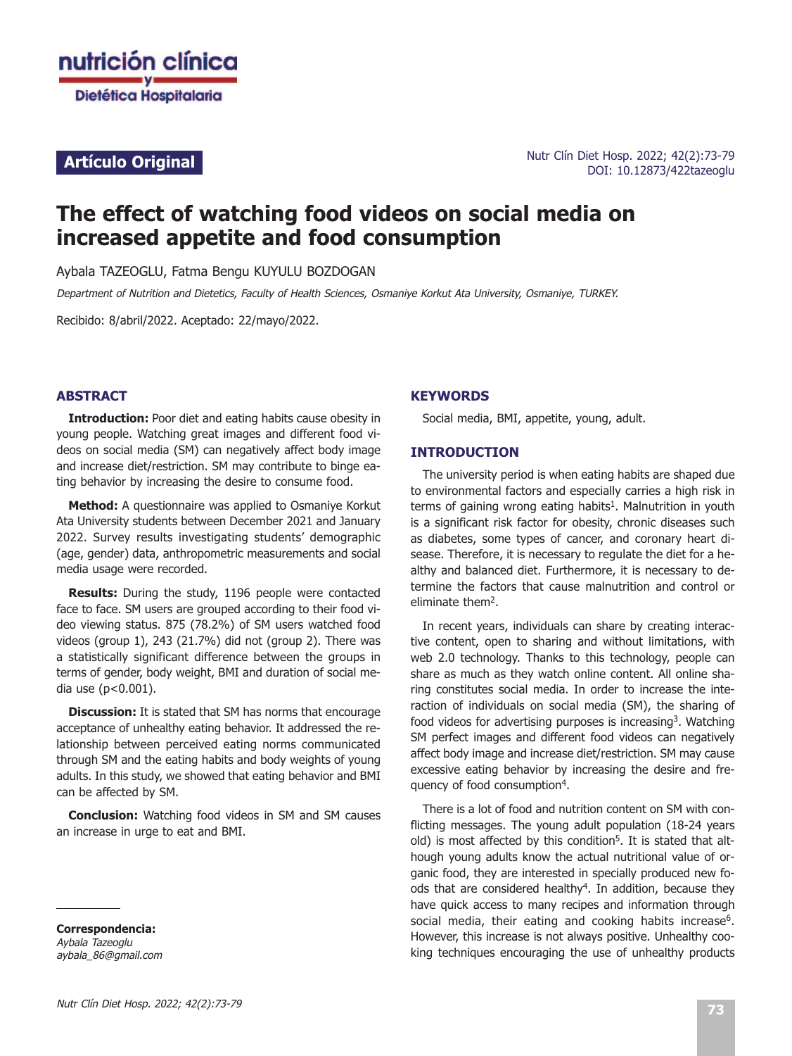**Artículo Original**

Nutr Clín Diet Hosp. 2022; 42(2):73-79
DOI: 10.12873/422tazeoglu

# The effect of watching food videos on social media on increased appetite and food consumption

Aybala TAZEOGLU, Fatma Bengu KUYULU BOZDOGAN

*Department of Nutrition and Dietetics, Faculty of Health Sciences, Osmaniye Korkut Ata University, Osmaniye, TURKEY.*

Recibido: 8/abril/2022. Aceptado: 22/mayo/2022.

## ABSTRACT

**Introduction:** Poor diet and eating habits cause obesity in young people. Watching great images and different food videos on social media (SM) can negatively affect body image and increase diet/restriction. SM may contribute to binge eating behavior by increasing the desire to consume food.

**Method:** A questionnaire was applied to Osmaniye Korkut Ata University students between December 2021 and January 2022. Survey results investigating students' demographic (age, gender) data, anthropometric measurements and social media usage were recorded.

**Results:** During the study, 1196 people were contacted face to face. SM users are grouped according to their food video viewing status. 875 (78.2%) of SM users watched food videos (group 1), 243 (21.7%) did not (group 2). There was a statistically significant difference between the groups in terms of gender, body weight, BMI and duration of social media use ($p<0.001$).

**Discussion:** It is stated that SM has norms that encourage acceptance of unhealthy eating behavior. It addressed the relationship between perceived eating norms communicated through SM and the eating habits and body weights of young adults. In this study, we showed that eating behavior and BMI can be affected by SM.

**Conclusion:** Watching food videos in SM and SM causes an increase in urge to eat and BMI.

**Correspondencia:**
*Aybala Tazeoglu*
*aybala_86@gmail.com*

## KEYWORDS

Social media, BMI, appetite, young, adult.

## INTRODUCTION

The university period is when eating habits are shaped due to environmental factors and especially carries a high risk in terms of gaining wrong eating habits[1]. Malnutrition in youth is a significant risk factor for obesity, chronic diseases such as diabetes, some types of cancer, and coronary heart disease. Therefore, it is necessary to regulate the diet for a healthy and balanced diet. Furthermore, it is necessary to determine the factors that cause malnutrition and control or eliminate them[2].

In recent years, individuals can share by creating interactive content, open to sharing and without limitations, with web 2.0 technology. Thanks to this technology, people can share as much as they watch online content. All online sharing constitutes social media. In order to increase the interaction of individuals on social media (SM), the sharing of food videos for advertising purposes is increasing[3]. Watching SM perfect images and different food videos can negatively affect body image and increase diet/restriction. SM may cause excessive eating behavior by increasing the desire and frequency of food consumption[4].

There is a lot of food and nutrition content on SM with conflicting messages. The young adult population (18-24 years old) is most affected by this condition[5]. It is stated that although young adults know the actual nutritional value of organic food, they are interested in specially produced new foods that are considered healthy[4]. In addition, because they have quick access to many recipes and information through social media, their eating and cooking habits increase[6]. However, this increase is not always positive. Unhealthy cooking techniques encouraging the use of unhealthy products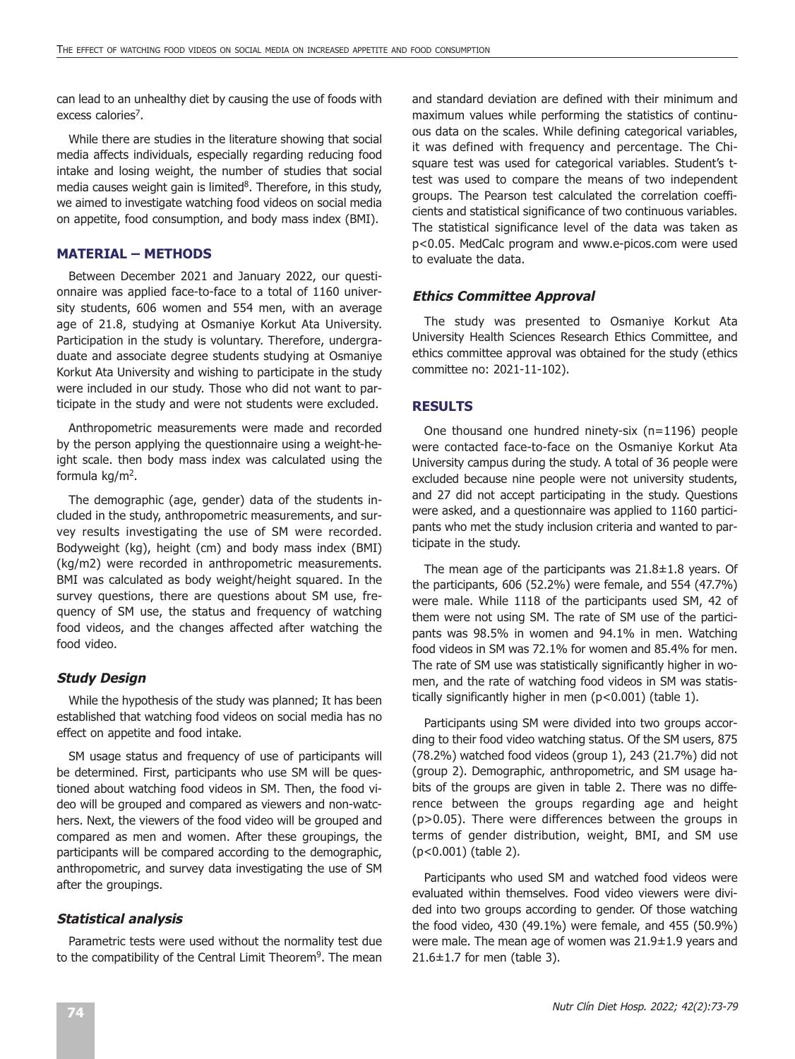can lead to an unhealthy diet by causing the use of foods with excess calories[7].

While there are studies in the literature showing that social media affects individuals, especially regarding reducing food intake and losing weight, the number of studies that social media causes weight gain is limited[8]. Therefore, in this study, we aimed to investigate watching food videos on social media on appetite, food consumption, and body mass index (BMI).

## MATERIAL – METHODS

Between December 2021 and January 2022, our questionnaire was applied face-to-face to a total of 1160 university students, 606 women and 554 men, with an average age of 21.8, studying at Osmaniye Korkut Ata University. Participation in the study is voluntary. Therefore, undergraduate and associate degree students studying at Osmaniye Korkut Ata University and wishing to participate in the study were included in our study. Those who did not want to participate in the study and were not students were excluded.

Anthropometric measurements were made and recorded by the person applying the questionnaire using a weight-height scale. then body mass index was calculated using the formula $kg/m^2$.

The demographic (age, gender) data of the students included in the study, anthropometric measurements, and survey results investigating the use of SM were recorded. Bodyweight (kg), height (cm) and body mass index (BMI) (kg/m2) were recorded in anthropometric measurements. BMI was calculated as body weight/height squared. In the survey questions, there are questions about SM use, frequency of SM use, the status and frequency of watching food videos, and the changes affected after watching the food video.

### *Study Design*

While the hypothesis of the study was planned; It has been established that watching food videos on social media has no effect on appetite and food intake.

SM usage status and frequency of use of participants will be determined. First, participants who use SM will be questioned about watching food videos in SM. Then, the food video will be grouped and compared as viewers and non-watchers. Next, the viewers of the food video will be grouped and compared as men and women. After these groupings, the participants will be compared according to the demographic, anthropometric, and survey data investigating the use of SM after the groupings.

### *Statistical analysis*

Parametric tests were used without the normality test due to the compatibility of the Central Limit Theorem[9]. The mean and standard deviation are defined with their minimum and maximum values while performing the statistics of continuous data on the scales. While defining categorical variables, it was defined with frequency and percentage. The Chi-square test was used for categorical variables. Student's t-test was used to compare the means of two independent groups. The Pearson test calculated the correlation coefficients and statistical significance of two continuous variables. The statistical significance level of the data was taken as $p<0.05$. MedCalc program and www.e-picos.com were used to evaluate the data.

### *Ethics Committee Approval*

The study was presented to Osmaniye Korkut Ata University Health Sciences Research Ethics Committee, and ethics committee approval was obtained for the study (ethics committee no: 2021-11-102).

## RESULTS

One thousand one hundred ninety-six (n=1196) people were contacted face-to-face on the Osmaniye Korkut Ata University campus during the study. A total of 36 people were excluded because nine people were not university students, and 27 did not accept participating in the study. Questions were asked, and a questionnaire was applied to 1160 participants who met the study inclusion criteria and wanted to participate in the study.

The mean age of the participants was 21.8±1.8 years. Of the participants, 606 (52.2%) were female, and 554 (47.7%) were male. While 1118 of the participants used SM, 42 of them were not using SM. The rate of SM use of the participants was 98.5% in women and 94.1% in men. Watching food videos in SM was 72.1% for women and 85.4% for men. The rate of SM use was statistically significantly higher in women, and the rate of watching food videos in SM was statistically significantly higher in men ($p<0.001$) (table 1).

Participants using SM were divided into two groups according to their food video watching status. Of the SM users, 875 (78.2%) watched food videos (group 1), 243 (21.7%) did not (group 2). Demographic, anthropometric, and SM usage habits of the groups are given in table 2. There was no difference between the groups regarding age and height ($p>0.05$). There were differences between the groups in terms of gender distribution, weight, BMI, and SM use ($p<0.001$) (table 2).

Participants who used SM and watched food videos were evaluated within themselves. Food video viewers were divided into two groups according to gender. Of those watching the food video, 430 (49.1%) were female, and 455 (50.9%) were male. The mean age of women was 21.9±1.9 years and 21.6±1.7 for men (table 3).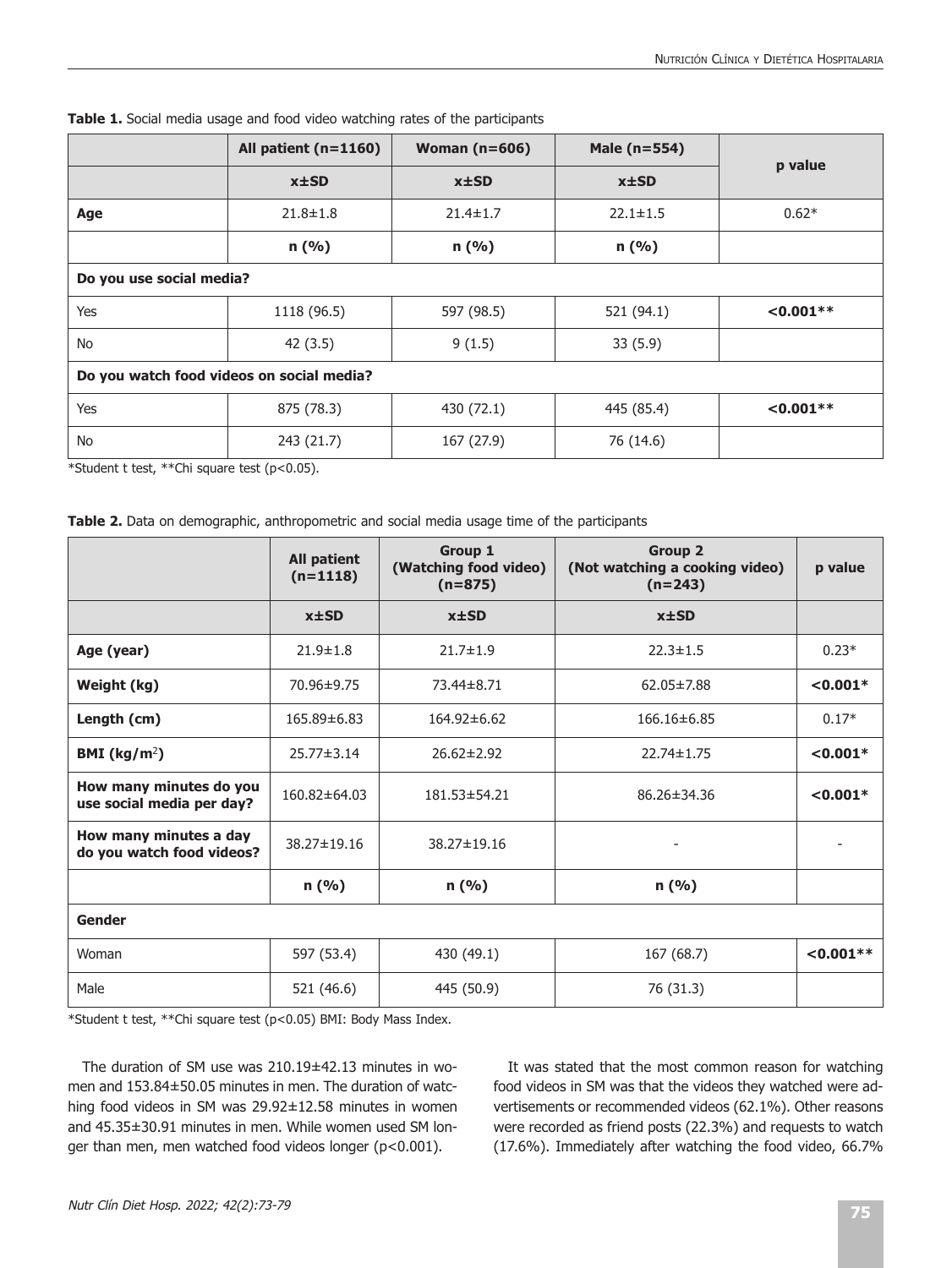**Table 1.** Social media usage and food video watching rates of the participants

| | All patient (n=1160) | Woman (n=606) | Male (n=554) | p value |
|---|---|---|---|---|
| | x±SD | x±SD | x±SD | |
| **Age** | 21.8±1.8 | 21.4±1.7 | 22.1±1.5 | 0.62* |
| | n (%) | n (%) | n (%) | |
| **Do you use social media?** | | | | |
| Yes | 1118 (96.5) | 597 (98.5) | 521 (94.1) | **<0.001**** |
| No | 42 (3.5) | 9 (1.5) | 33 (5.9) | |
| **Do you watch food videos on social media?** | | | | |
| Yes | 875 (78.3) | 430 (72.1) | 445 (85.4) | **<0.001**** |
| No | 243 (21.7) | 167 (27.9) | 76 (14.6) | |

*Student t test, **Chi square test (p<0.05).

**Table 2.** Data on demographic, anthropometric and social media usage time of the participants

| | All patient (n=1118) | Group 1 (Watching food video) (n=875) | Group 2 (Not watching a cooking video) (n=243) | p value |
|---|---|---|---|---|
| | x±SD | x±SD | x±SD | |
| **Age (year)** | 21.9±1.8 | 21.7±1.9 | 22.3±1.5 | 0.23* |
| **Weight (kg)** | 70.96±9.75 | 73.44±8.71 | 62.05±7.88 | **<0.001*** |
| **Length (cm)** | 165.89±6.83 | 164.92±6.62 | 166.16±6.85 | 0.17* |
| **BMI (kg/m$^2$)** | 25.77±3.14 | 26.62±2.92 | 22.74±1.75 | **<0.001*** |
| **How many minutes do you use social media per day?** | 160.82±64.03 | 181.53±54.21 | 86.26±34.36 | **<0.001*** |
| **How many minutes a day do you watch food videos?** | 38.27±19.16 | 38.27±19.16 | - | - |
| | n (%) | n (%) | n (%) | |
| **Gender** | | | | |
| Woman | 597 (53.4) | 430 (49.1) | 167 (68.7) | **<0.001**** |
| Male | 521 (46.6) | 445 (50.9) | 76 (31.3) | |

*Student t test, **Chi square test (p<0.05) BMI: Body Mass Index.

The duration of SM use was 210.19±42.13 minutes in women and 153.84±50.05 minutes in men. The duration of watching food videos in SM was 29.92±12.58 minutes in women and 45.35±30.91 minutes in men. While women used SM longer than men, men watched food videos longer (p<0.001).

It was stated that the most common reason for watching food videos in SM was that the videos they watched were advertisements or recommended videos (62.1%). Other reasons were recorded as friend posts (22.3%) and requests to watch (17.6%). Immediately after watching the food video, 66.7%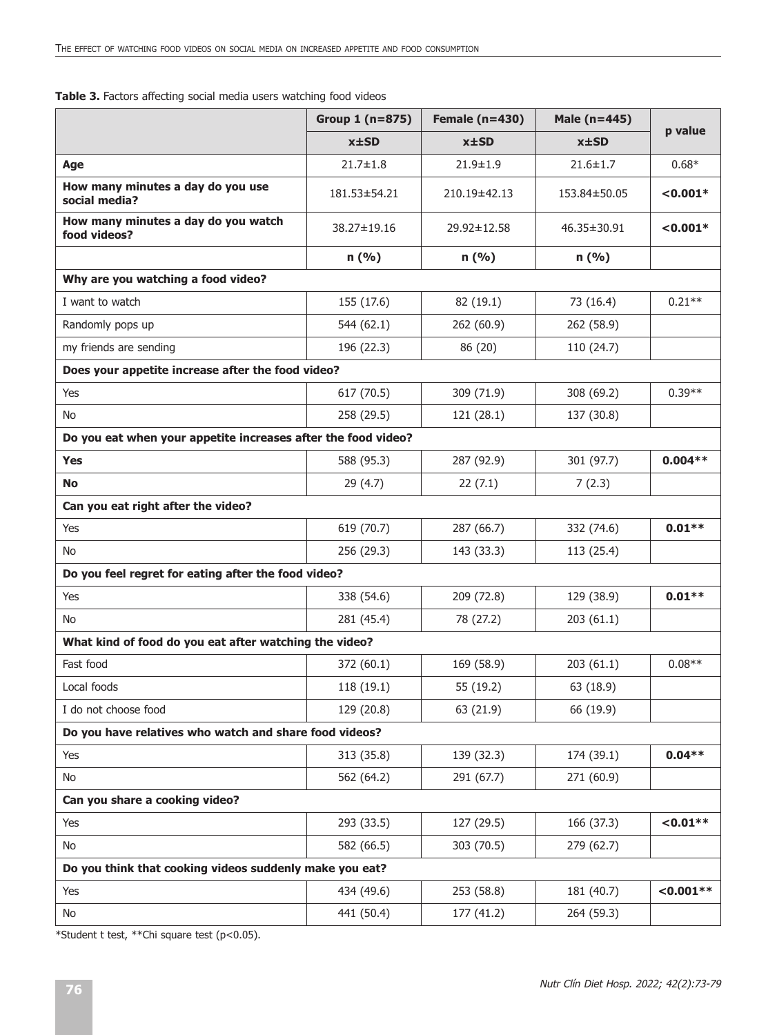**Table 3.** Factors affecting social media users watching food videos

| | Group 1 (n=875) | Female (n=430) | Male (n=445) | p value |
|---|---|---|---|---|
| | x±SD | x±SD | x±SD | |
| **Age** | 21.7±1.8 | 21.9±1.9 | 21.6±1.7 | 0.68* |
| **How many minutes a day do you use social media?** | 181.53±54.21 | 210.19±42.13 | 153.84±50.05 | **<0.001*** |
| **How many minutes a day do you watch food videos?** | 38.27±19.16 | 29.92±12.58 | 46.35±30.91 | **<0.001*** |
| | n (%) | n (%) | n (%) | |
| **Why are you watching a food video?** | | | | |
| I want to watch | 155 (17.6) | 82 (19.1) | 73 (16.4) | 0.21** |
| Randomly pops up | 544 (62.1) | 262 (60.9) | 262 (58.9) | |
| my friends are sending | 196 (22.3) | 86 (20) | 110 (24.7) | |
| **Does your appetite increase after the food video?** | | | | |
| Yes | 617 (70.5) | 309 (71.9) | 308 (69.2) | 0.39** |
| No | 258 (29.5) | 121 (28.1) | 137 (30.8) | |
| **Do you eat when your appetite increases after the food video?** | | | | |
| **Yes** | 588 (95.3) | 287 (92.9) | 301 (97.7) | **0.004**** |
| **No** | 29 (4.7) | 22 (7.1) | 7 (2.3) | |
| **Can you eat right after the video?** | | | | |
| Yes | 619 (70.7) | 287 (66.7) | 332 (74.6) | **0.01**** |
| No | 256 (29.3) | 143 (33.3) | 113 (25.4) | |
| **Do you feel regret for eating after the food video?** | | | | |
| Yes | 338 (54.6) | 209 (72.8) | 129 (38.9) | **0.01**** |
| No | 281 (45.4) | 78 (27.2) | 203 (61.1) | |
| **What kind of food do you eat after watching the video?** | | | | |
| Fast food | 372 (60.1) | 169 (58.9) | 203 (61.1) | 0.08** |
| Local foods | 118 (19.1) | 55 (19.2) | 63 (18.9) | |
| I do not choose food | 129 (20.8) | 63 (21.9) | 66 (19.9) | |
| **Do you have relatives who watch and share food videos?** | | | | |
| Yes | 313 (35.8) | 139 (32.3) | 174 (39.1) | **0.04**** |
| No | 562 (64.2) | 291 (67.7) | 271 (60.9) | |
| **Can you share a cooking video?** | | | | |
| Yes | 293 (33.5) | 127 (29.5) | 166 (37.3) | **<0.01**** |
| No | 582 (66.5) | 303 (70.5) | 279 (62.7) | |
| **Do you think that cooking videos suddenly make you eat?** | | | | |
| Yes | 434 (49.6) | 253 (58.8) | 181 (40.7) | **<0.001**** |
| No | 441 (50.4) | 177 (41.2) | 264 (59.3) | |

*Student t test, **Chi square test (p<0.05).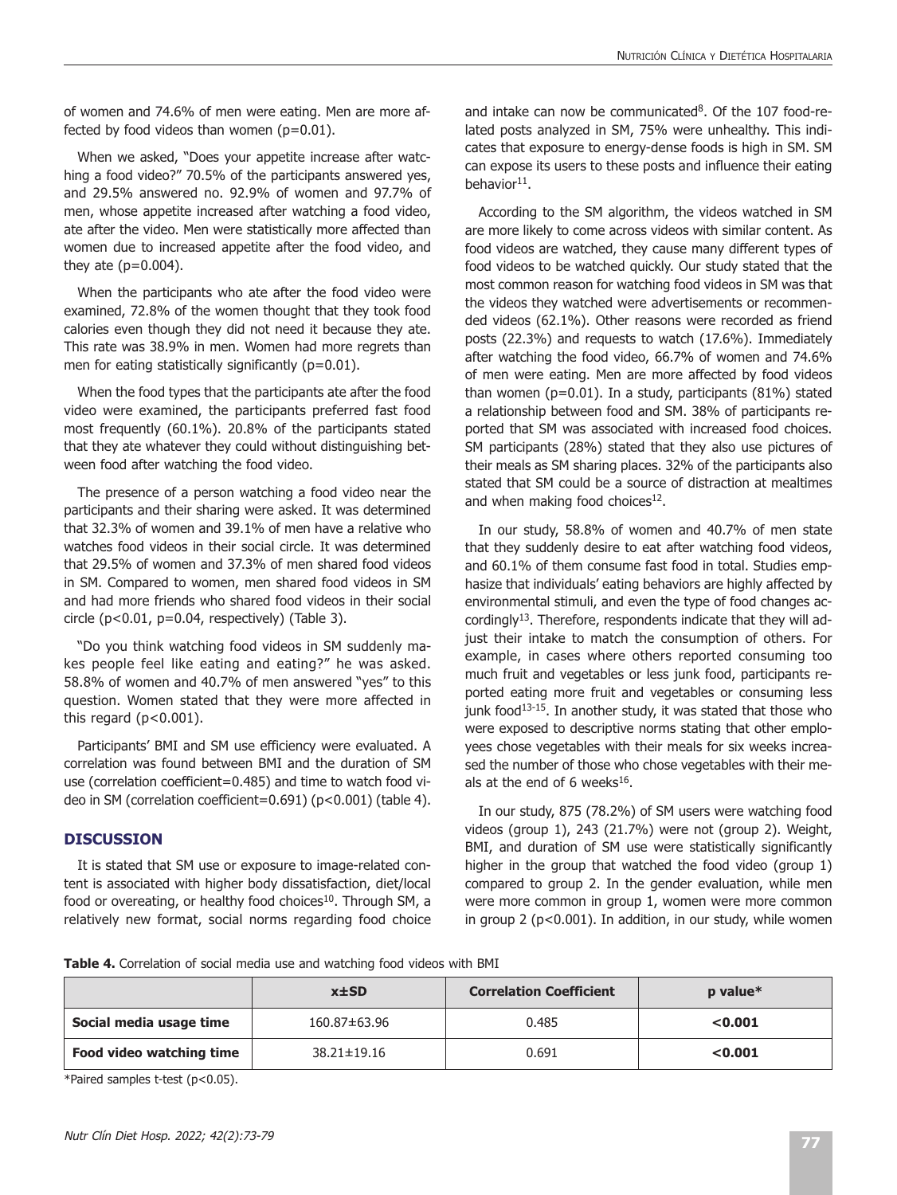of women and 74.6% of men were eating. Men are more affected by food videos than women (p=0.01).

When we asked, "Does your appetite increase after watching a food video?" 70.5% of the participants answered yes, and 29.5% answered no. 92.9% of women and 97.7% of men, whose appetite increased after watching a food video, ate after the video. Men were statistically more affected than women due to increased appetite after the food video, and they ate (p=0.004).

When the participants who ate after the food video were examined, 72.8% of the women thought that they took food calories even though they did not need it because they ate. This rate was 38.9% in men. Women had more regrets than men for eating statistically significantly (p=0.01).

When the food types that the participants ate after the food video were examined, the participants preferred fast food most frequently (60.1%). 20.8% of the participants stated that they ate whatever they could without distinguishing between food after watching the food video.

The presence of a person watching a food video near the participants and their sharing were asked. It was determined that 32.3% of women and 39.1% of men have a relative who watches food videos in their social circle. It was determined that 29.5% of women and 37.3% of men shared food videos in SM. Compared to women, men shared food videos in SM and had more friends who shared food videos in their social circle (p<0.01, p=0.04, respectively) (Table 3).

"Do you think watching food videos in SM suddenly makes people feel like eating and eating?" he was asked. 58.8% of women and 40.7% of men answered "yes" to this question. Women stated that they were more affected in this regard (p<0.001).

Participants' BMI and SM use efficiency were evaluated. A correlation was found between BMI and the duration of SM use (correlation coefficient=0.485) and time to watch food video in SM (correlation coefficient=0.691) (p<0.001) (table 4).

## DISCUSSION

It is stated that SM use or exposure to image-related content is associated with higher body dissatisfaction, diet/local food or overeating, or healthy food choices[10]. Through SM, a relatively new format, social norms regarding food choice and intake can now be communicated[8]. Of the 107 food-related posts analyzed in SM, 75% were unhealthy. This indicates that exposure to energy-dense foods is high in SM. SM can expose its users to these posts and influence their eating behavior[11].

According to the SM algorithm, the videos watched in SM are more likely to come across videos with similar content. As food videos are watched, they cause many different types of food videos to be watched quickly. Our study stated that the most common reason for watching food videos in SM was that the videos they watched were advertisements or recommended videos (62.1%). Other reasons were recorded as friend posts (22.3%) and requests to watch (17.6%). Immediately after watching the food video, 66.7% of women and 74.6% of men were eating. Men are more affected by food videos than women (p=0.01). In a study, participants (81%) stated a relationship between food and SM. 38% of participants reported that SM was associated with increased food choices. SM participants (28%) stated that they also use pictures of their meals as SM sharing places. 32% of the participants also stated that SM could be a source of distraction at mealtimes and when making food choices[12].

In our study, 58.8% of women and 40.7% of men state that they suddenly desire to eat after watching food videos, and 60.1% of them consume fast food in total. Studies emphasize that individuals' eating behaviors are highly affected by environmental stimuli, and even the type of food changes accordingly[13]. Therefore, respondents indicate that they will adjust their intake to match the consumption of others. For example, in cases where others reported consuming too much fruit and vegetables or less junk food, participants reported eating more fruit and vegetables or consuming less junk food[13-15]. In another study, it was stated that those who were exposed to descriptive norms stating that other employees chose vegetables with their meals for six weeks increased the number of those who chose vegetables with their meals at the end of 6 weeks[16].

In our study, 875 (78.2%) of SM users were watching food videos (group 1), 243 (21.7%) were not (group 2). Weight, BMI, and duration of SM use were statistically significantly higher in the group that watched the food video (group 1) compared to group 2. In the gender evaluation, while men were more common in group 1, women were more common in group 2 (p<0.001). In addition, in our study, while women

**Table 4.** Correlation of social media use and watching food videos with BMI

| | x±SD | Correlation Coefficient | p value* |
|---|---|---|---|
| **Social media usage time** | 160.87±63.96 | 0.485 | **<0.001** |
| **Food video watching time** | 38.21±19.16 | 0.691 | **<0.001** |

*Paired samples t-test (p<0.05).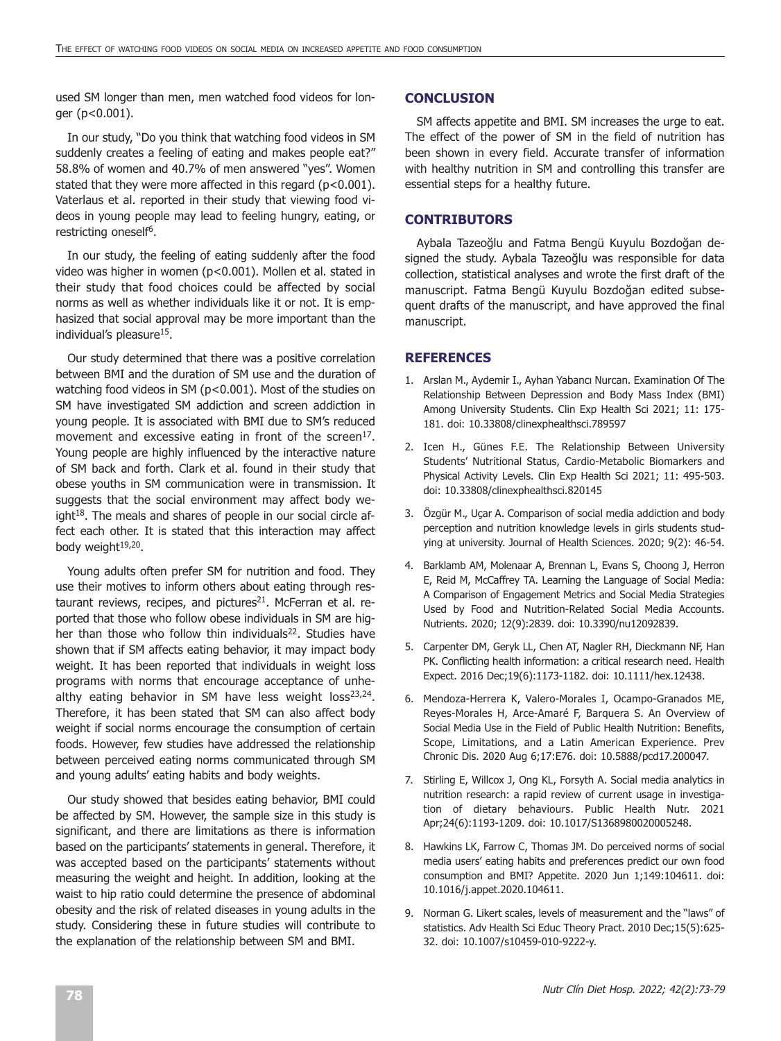used SM longer than men, men watched food videos for longer ($p<0.001$).

In our study, "Do you think that watching food videos in SM suddenly creates a feeling of eating and makes people eat?" 58.8% of women and 40.7% of men answered "yes". Women stated that they were more affected in this regard ($p<0.001$). Vaterlaus et al. reported in their study that viewing food videos in young people may lead to feeling hungry, eating, or restricting oneself[6].

In our study, the feeling of eating suddenly after the food video was higher in women ($p<0.001$). Mollen et al. stated in their study that food choices could be affected by social norms as well as whether individuals like it or not. It is emphasized that social approval may be more important than the individual's pleasure[15].

Our study determined that there was a positive correlation between BMI and the duration of SM use and the duration of watching food videos in SM ($p<0.001$). Most of the studies on SM have investigated SM addiction and screen addiction in young people. It is associated with BMI due to SM's reduced movement and excessive eating in front of the screen[17]. Young people are highly influenced by the interactive nature of SM back and forth. Clark et al. found in their study that obese youths in SM communication were in transmission. It suggests that the social environment may affect body weight[18]. The meals and shares of people in our social circle affect each other. It is stated that this interaction may affect body weight[19,20].

Young adults often prefer SM for nutrition and food. They use their motives to inform others about eating through restaurant reviews, recipes, and pictures[21]. McFerran et al. reported that those who follow obese individuals in SM are higher than those who follow thin individuals[22]. Studies have shown that if SM affects eating behavior, it may impact body weight. It has been reported that individuals in weight loss programs with norms that encourage acceptance of unhealthy eating behavior in SM have less weight loss[23,24]. Therefore, it has been stated that SM can also affect body weight if social norms encourage the consumption of certain foods. However, few studies have addressed the relationship between perceived eating norms communicated through SM and young adults' eating habits and body weights.

Our study showed that besides eating behavior, BMI could be affected by SM. However, the sample size in this study is significant, and there are limitations as there is information based on the participants' statements in general. Therefore, it was accepted based on the participants' statements without measuring the weight and height. In addition, looking at the waist to hip ratio could determine the presence of abdominal obesity and the risk of related diseases in young adults in the study. Considering these in future studies will contribute to the explanation of the relationship between SM and BMI.

## CONCLUSION

SM affects appetite and BMI. SM increases the urge to eat. The effect of the power of SM in the field of nutrition has been shown in every field. Accurate transfer of information with healthy nutrition in SM and controlling this transfer are essential steps for a healthy future.

## CONTRIBUTORS

Aybala Tazeoğlu and Fatma Bengü Kuyulu Bozdoğan designed the study. Aybala Tazeoğlu was responsible for data collection, statistical analyses and wrote the first draft of the manuscript. Fatma Bengü Kuyulu Bozdoğan edited subsequent drafts of the manuscript, and have approved the final manuscript.

## REFERENCES

1. Arslan M., Aydemir I., Ayhan Yabancı Nurcan. Examination Of The Relationship Between Depression and Body Mass Index (BMI) Among University Students. Clin Exp Health Sci 2021; 11: 175-181. doi: 10.33808/clinexphealthsci.789597
2. Icen H., Günes F.E. The Relationship Between University Students' Nutritional Status, Cardio-Metabolic Biomarkers and Physical Activity Levels. Clin Exp Health Sci 2021; 11: 495-503. doi: 10.33808/clinexphealthsci.820145
3. Özgür M., Uçar A. Comparison of social media addiction and body perception and nutrition knowledge levels in girls students studying at university. Journal of Health Sciences. 2020; 9(2): 46-54.
4. Barklamb AM, Molenaar A, Brennan L, Evans S, Choong J, Herron E, Reid M, McCaffrey TA. Learning the Language of Social Media: A Comparison of Engagement Metrics and Social Media Strategies Used by Food and Nutrition-Related Social Media Accounts. Nutrients. 2020; 12(9):2839. doi: 10.3390/nu12092839.
5. Carpenter DM, Geryk LL, Chen AT, Nagler RH, Dieckmann NF, Han PK. Conflicting health information: a critical research need. Health Expect. 2016 Dec;19(6):1173-1182. doi: 10.1111/hex.12438.
6. Mendoza-Herrera K, Valero-Morales I, Ocampo-Granados ME, Reyes-Morales H, Arce-Amaré F, Barquera S. An Overview of Social Media Use in the Field of Public Health Nutrition: Benefits, Scope, Limitations, and a Latin American Experience. Prev Chronic Dis. 2020 Aug 6;17:E76. doi: 10.5888/pcd17.200047.
7. Stirling E, Willcox J, Ong KL, Forsyth A. Social media analytics in nutrition research: a rapid review of current usage in investigation of dietary behaviours. Public Health Nutr. 2021 Apr;24(6):1193-1209. doi: 10.1017/S1368980020005248.
8. Hawkins LK, Farrow C, Thomas JM. Do perceived norms of social media users' eating habits and preferences predict our own food consumption and BMI? Appetite. 2020 Jun 1;149:104611. doi: 10.1016/j.appet.2020.104611.
9. Norman G. Likert scales, levels of measurement and the "laws" of statistics. Adv Health Sci Educ Theory Pract. 2010 Dec;15(5):625-32. doi: 10.1007/s10459-010-9222-y.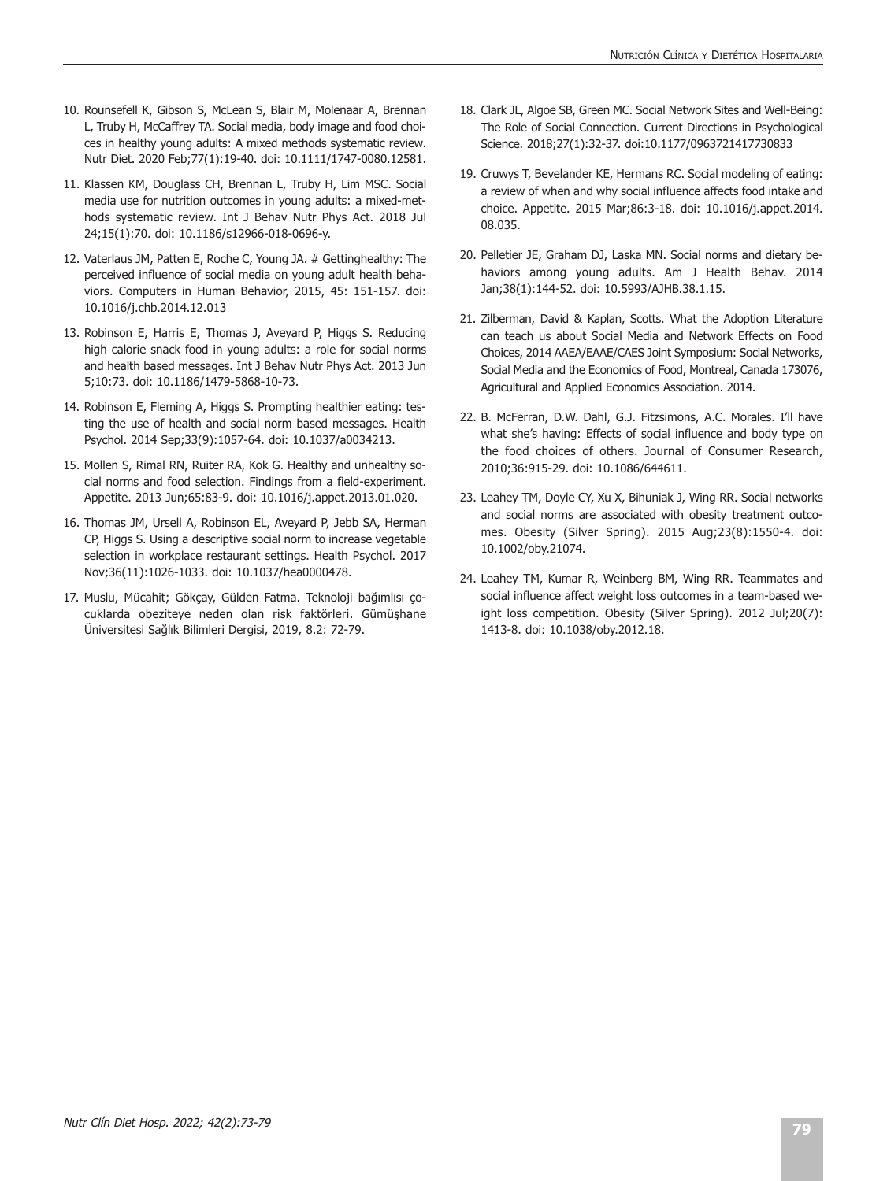10. Rounsefell K, Gibson S, McLean S, Blair M, Molenaar A, Brennan L, Truby H, McCaffrey TA. Social media, body image and food choices in healthy young adults: A mixed methods systematic review. Nutr Diet. 2020 Feb;77(1):19-40. doi: 10.1111/1747-0080.12581.

11. Klassen KM, Douglass CH, Brennan L, Truby H, Lim MSC. Social media use for nutrition outcomes in young adults: a mixed-methods systematic review. Int J Behav Nutr Phys Act. 2018 Jul 24;15(1):70. doi: 10.1186/s12966-018-0696-y.

12. Vaterlaus JM, Patten E, Roche C, Young JA. # Gettinghealthy: The perceived influence of social media on young adult health behaviors. Computers in Human Behavior, 2015, 45: 151-157. doi: 10.1016/j.chb.2014.12.013

13. Robinson E, Harris E, Thomas J, Aveyard P, Higgs S. Reducing high calorie snack food in young adults: a role for social norms and health based messages. Int J Behav Nutr Phys Act. 2013 Jun 5;10:73. doi: 10.1186/1479-5868-10-73.

14. Robinson E, Fleming A, Higgs S. Prompting healthier eating: testing the use of health and social norm based messages. Health Psychol. 2014 Sep;33(9):1057-64. doi: 10.1037/a0034213.

15. Mollen S, Rimal RN, Ruiter RA, Kok G. Healthy and unhealthy social norms and food selection. Findings from a field-experiment. Appetite. 2013 Jun;65:83-9. doi: 10.1016/j.appet.2013.01.020.

16. Thomas JM, Ursell A, Robinson EL, Aveyard P, Jebb SA, Herman CP, Higgs S. Using a descriptive social norm to increase vegetable selection in workplace restaurant settings. Health Psychol. 2017 Nov;36(11):1026-1033. doi: 10.1037/hea0000478.

17. Muslu, Mücahit; Gökçay, Gülden Fatma. Teknoloji bağımlısı çocuklarda obeziteye neden olan risk faktörleri. Gümüşhane Üniversitesi Sağlık Bilimleri Dergisi, 2019, 8.2: 72-79.

18. Clark JL, Algoe SB, Green MC. Social Network Sites and Well-Being: The Role of Social Connection. Current Directions in Psychological Science. 2018;27(1):32-37. doi:10.1177/0963721417730833

19. Cruwys T, Bevelander KE, Hermans RC. Social modeling of eating: a review of when and why social influence affects food intake and choice. Appetite. 2015 Mar;86:3-18. doi: 10.1016/j.appet.2014.08.035.

20. Pelletier JE, Graham DJ, Laska MN. Social norms and dietary behaviors among young adults. Am J Health Behav. 2014 Jan;38(1):144-52. doi: 10.5993/AJHB.38.1.15.

21. Zilberman, David & Kaplan, Scotts. What the Adoption Literature can teach us about Social Media and Network Effects on Food Choices, 2014 AAEA/EAAE/CAES Joint Symposium: Social Networks, Social Media and the Economics of Food, Montreal, Canada 173076, Agricultural and Applied Economics Association. 2014.

22. B. McFerran, D.W. Dahl, G.J. Fitzsimons, A.C. Morales. I'll have what she's having: Effects of social influence and body type on the food choices of others. Journal of Consumer Research, 2010;36:915-29. doi: 10.1086/644611.

23. Leahey TM, Doyle CY, Xu X, Bihuniak J, Wing RR. Social networks and social norms are associated with obesity treatment outcomes. Obesity (Silver Spring). 2015 Aug;23(8):1550-4. doi: 10.1002/oby.21074.

24. Leahey TM, Kumar R, Weinberg BM, Wing RR. Teammates and social influence affect weight loss outcomes in a team-based weight loss competition. Obesity (Silver Spring). 2012 Jul;20(7): 1413-8. doi: 10.1038/oby.2012.18.